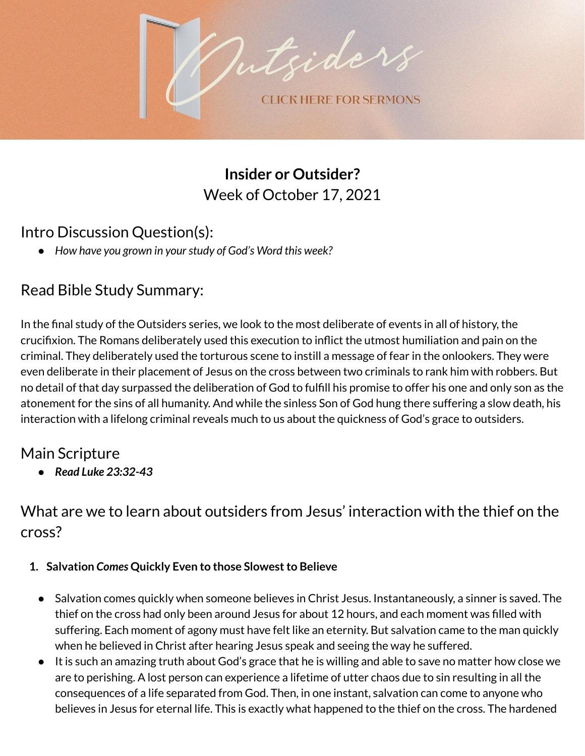Outsiders

CLICK HERE FOR SERMONS

# **Insider or Outsider?**

Week of October 17, 2021

## Intro Discussion Question(s):

- *How have you grown in your study of God's Word this week?*

## Read Bible Study Summary:

In the final study of the Outsiders series, we look to the most deliberate of events in all of history, the crucifixion. The Romans deliberately used this execution to inflict the utmost humiliation and pain on the criminal. They deliberately used the torturous scene to instill a message of fear in the onlookers. They were even deliberate in their placement of Jesus on the cross between two criminals to rank him with robbers. But no detail of that day surpassed the deliberation of God to fulfill his promise to offer his one and only son as the atonement for the sins of all humanity. And while the sinless Son of God hung there suffering a slow death, his interaction with a lifelong criminal reveals much to us about the quickness of God's grace to outsiders.

## Main Scripture

- ***Read Luke 23:32-43***

## What are we to learn about outsiders from Jesus' interaction with the thief on the cross?

1. **Salvation *Comes* Quickly Even to those Slowest to Believe**

- Salvation comes quickly when someone believes in Christ Jesus. Instantaneously, a sinner is saved. The thief on the cross had only been around Jesus for about 12 hours, and each moment was filled with suffering. Each moment of agony must have felt like an eternity. But salvation came to the man quickly when he believed in Christ after hearing Jesus speak and seeing the way he suffered.
- It is such an amazing truth about God's grace that he is willing and able to save no matter how close we are to perishing. A lost person can experience a lifetime of utter chaos due to sin resulting in all the consequences of a life separated from God. Then, in one instant, salvation can come to anyone who believes in Jesus for eternal life. This is exactly what happened to the thief on the cross. The hardened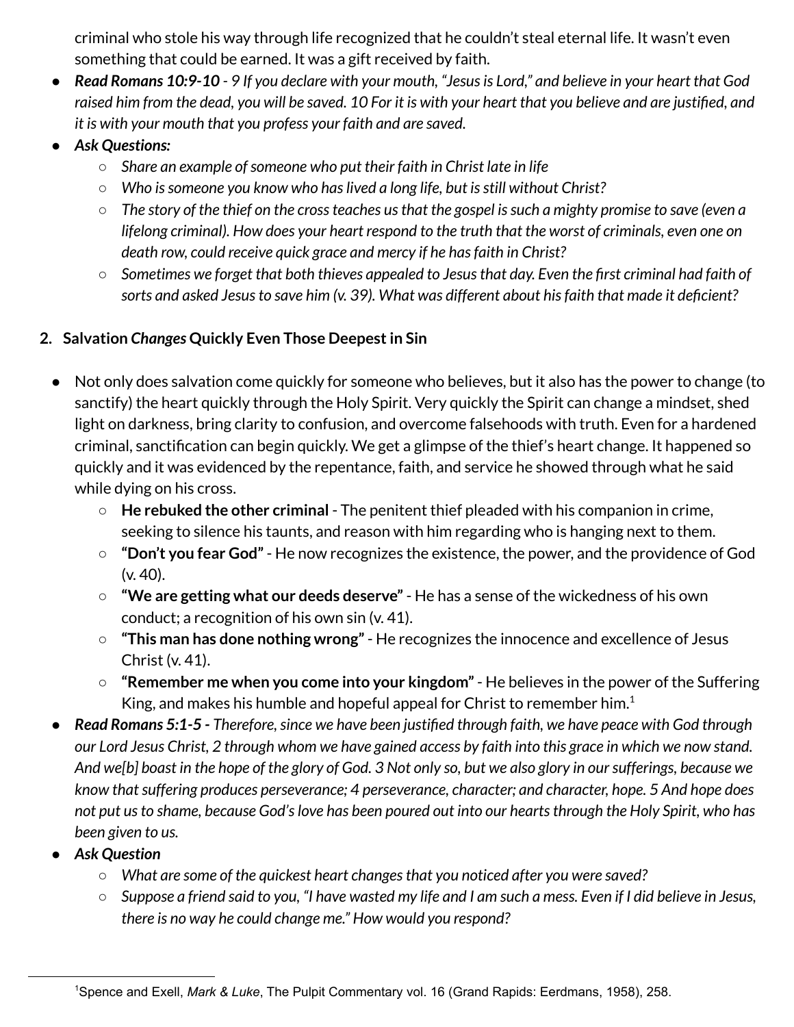criminal who stole his way through life recognized that he couldn't steal eternal life. It wasn't even something that could be earned. It was a gift received by faith.

- ***Read Romans 10:9-10*** *- 9 If you declare with your mouth, "Jesus is Lord," and believe in your heart that God raised him from the dead, you will be saved. 10 For it is with your heart that you believe and are justified, and it is with your mouth that you profess your faith and are saved.*
- ***Ask Questions:***
  - *Share an example of someone who put their faith in Christ late in life*
  - *Who is someone you know who has lived a long life, but is still without Christ?*
  - *The story of the thief on the cross teaches us that the gospel is such a mighty promise to save (even a lifelong criminal). How does your heart respond to the truth that the worst of criminals, even one on death row, could receive quick grace and mercy if he has faith in Christ?*
  - *Sometimes we forget that both thieves appealed to Jesus that day. Even the first criminal had faith of sorts and asked Jesus to save him (v. 39). What was different about his faith that made it deficient?*

## 2. Salvation *Changes* Quickly Even Those Deepest in Sin

- Not only does salvation come quickly for someone who believes, but it also has the power to change (to sanctify) the heart quickly through the Holy Spirit. Very quickly the Spirit can change a mindset, shed light on darkness, bring clarity to confusion, and overcome falsehoods with truth. Even for a hardened criminal, sanctification can begin quickly. We get a glimpse of the thief's heart change. It happened so quickly and it was evidenced by the repentance, faith, and service he showed through what he said while dying on his cross.
  - **He rebuked the other criminal** - The penitent thief pleaded with his companion in crime, seeking to silence his taunts, and reason with him regarding who is hanging next to them.
  - **"Don't you fear God"** - He now recognizes the existence, the power, and the providence of God (v. 40).
  - **"We are getting what our deeds deserve"** - He has a sense of the wickedness of his own conduct; a recognition of his own sin (v. 41).
  - **"This man has done nothing wrong"** - He recognizes the innocence and excellence of Jesus Christ (v. 41).
  - **"Remember me when you come into your kingdom"** - He believes in the power of the Suffering King, and makes his humble and hopeful appeal for Christ to remember him.[1]
- ***Read Romans 5:1-5 -*** *Therefore, since we have been justified through faith, we have peace with God through our Lord Jesus Christ, 2 through whom we have gained access by faith into this grace in which we now stand. And we[b] boast in the hope of the glory of God. 3 Not only so, but we also glory in our sufferings, because we know that suffering produces perseverance; 4 perseverance, character; and character, hope. 5 And hope does not put us to shame, because God's love has been poured out into our hearts through the Holy Spirit, who has been given to us.*
- ***Ask Question***
  - *What are some of the quickest heart changes that you noticed after you were saved?*
  - *Suppose a friend said to you, "I have wasted my life and I am such a mess. Even if I did believe in Jesus, there is no way he could change me." How would you respond?*

---

[1] Spence and Exell, *Mark & Luke*, The Pulpit Commentary vol. 16 (Grand Rapids: Eerdmans, 1958), 258.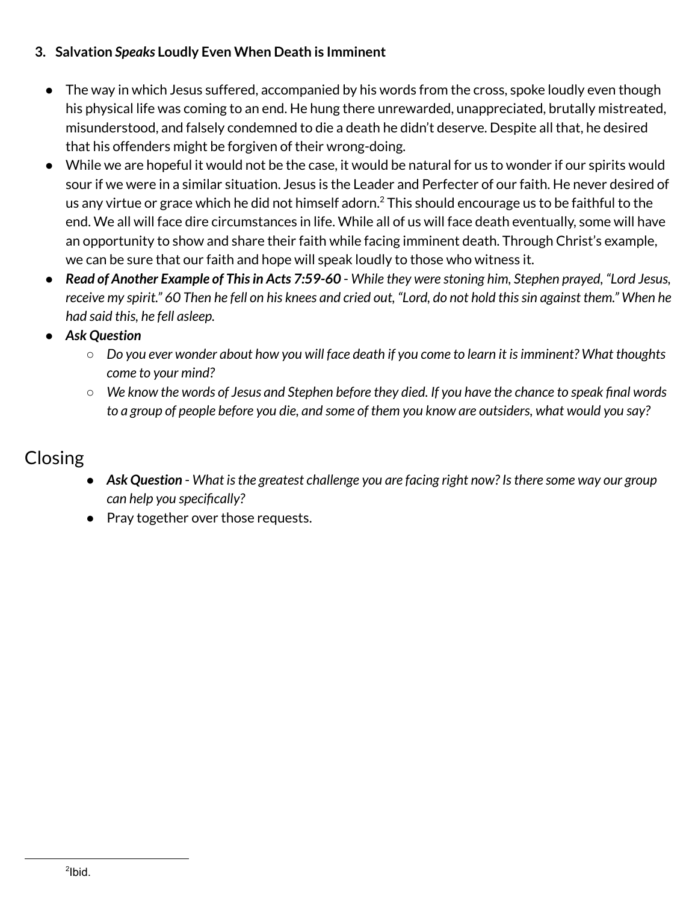3. **Salvation *Speaks* Loudly Even When Death is Imminent**

- The way in which Jesus suffered, accompanied by his words from the cross, spoke loudly even though his physical life was coming to an end. He hung there unrewarded, unappreciated, brutally mistreated, misunderstood, and falsely condemned to die a death he didn't deserve. Despite all that, he desired that his offenders might be forgiven of their wrong-doing.
- While we are hopeful it would not be the case, it would be natural for us to wonder if our spirits would sour if we were in a similar situation. Jesus is the Leader and Perfecter of our faith. He never desired of us any virtue or grace which he did not himself adorn.[2] This should encourage us to be faithful to the end. We all will face dire circumstances in life. While all of us will face death eventually, some will have an opportunity to show and share their faith while facing imminent death. Through Christ's example, we can be sure that our faith and hope will speak loudly to those who witness it.
- ***Read of Another Example of This in Acts 7:59-60*** *- While they were stoning him, Stephen prayed, "Lord Jesus, receive my spirit." 60 Then he fell on his knees and cried out, "Lord, do not hold this sin against them." When he had said this, he fell asleep.*
- ***Ask Question***
  - *Do you ever wonder about how you will face death if you come to learn it is imminent? What thoughts come to your mind?*
  - *We know the words of Jesus and Stephen before they died. If you have the chance to speak final words to a group of people before you die, and some of them you know are outsiders, what would you say?*

## Closing

- ***Ask Question*** *- What is the greatest challenge you are facing right now? Is there some way our group can help you specifically?*
- Pray together over those requests.

[2] Ibid.